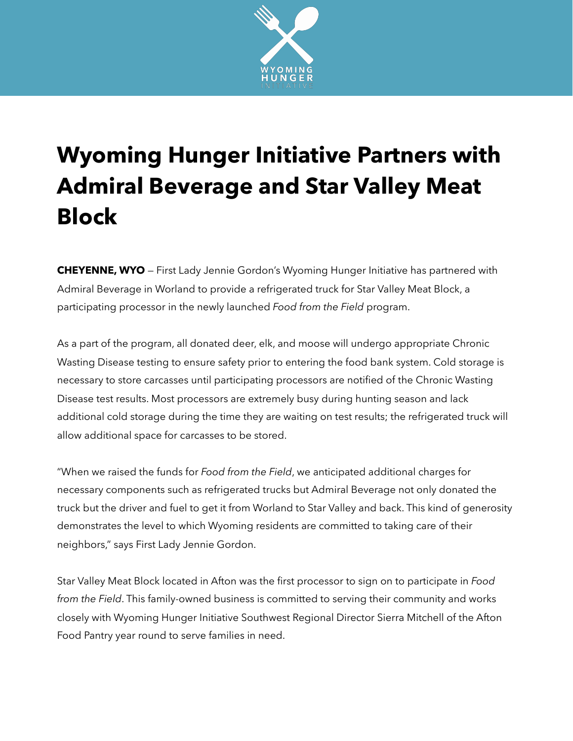# Wyoming Hunger Initiative Partners with Admiral Beverage and Star Valley Meat Block

**CHEYENNE, WYO** — First Lady Jennie Gordon's Wyoming Hunger Initiative has partnered with Admiral Beverage in Worland to provide a refrigerated truck for Star Valley Meat Block, a participating processor in the newly launched *Food from the Field* program.

As a part of the program, all donated deer, elk, and moose will undergo appropriate Chronic Wasting Disease testing to ensure safety prior to entering the food bank system. Cold storage is necessary to store carcasses until participating processors are notified of the Chronic Wasting Disease test results. Most processors are extremely busy during hunting season and lack additional cold storage during the time they are waiting on test results; the refrigerated truck will allow additional space for carcasses to be stored.

"When we raised the funds for *Food from the Field*, we anticipated additional charges for necessary components such as refrigerated trucks but Admiral Beverage not only donated the truck but the driver and fuel to get it from Worland to Star Valley and back. This kind of generosity demonstrates the level to which Wyoming residents are committed to taking care of their neighbors," says First Lady Jennie Gordon.

Star Valley Meat Block located in Afton was the first processor to sign on to participate in *Food from the Field*. This family-owned business is committed to serving their community and works closely with Wyoming Hunger Initiative Southwest Regional Director Sierra Mitchell of the Afton Food Pantry year round to serve families in need.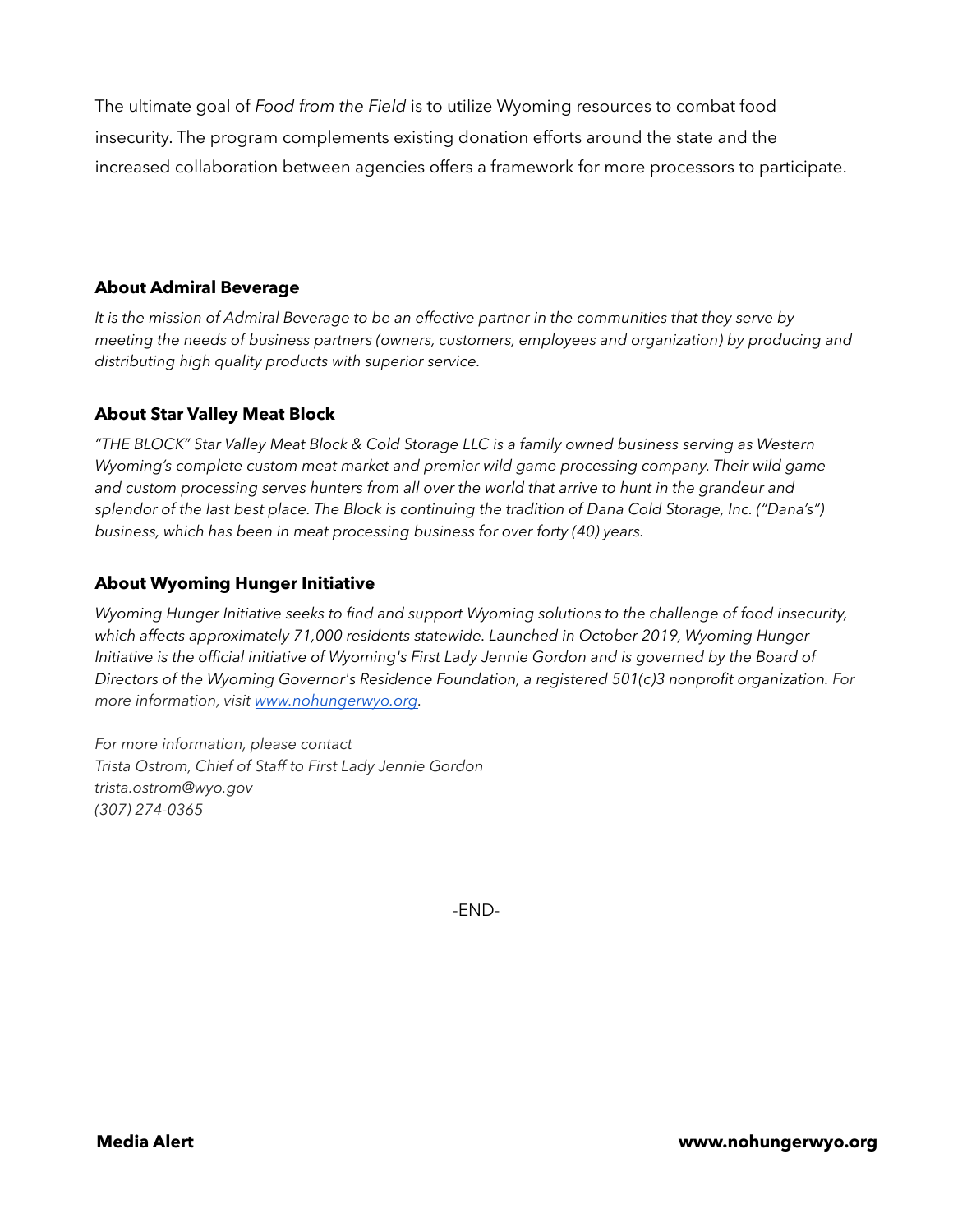The ultimate goal of *Food from the Field* is to utilize Wyoming resources to combat food insecurity. The program complements existing donation efforts around the state and the increased collaboration between agencies offers a framework for more processors to participate.

**About Admiral Beverage**

*It is the mission of Admiral Beverage to be an effective partner in the communities that they serve by meeting the needs of business partners (owners, customers, employees and organization) by producing and distributing high quality products with superior service.*

**About Star Valley Meat Block**

*"THE BLOCK" Star Valley Meat Block & Cold Storage LLC is a family owned business serving as Western Wyoming's complete custom meat market and premier wild game processing company. Their wild game and custom processing serves hunters from all over the world that arrive to hunt in the grandeur and splendor of the last best place. The Block is continuing the tradition of Dana Cold Storage, Inc. ("Dana's") business, which has been in meat processing business for over forty (40) years.*

**About Wyoming Hunger Initiative**

*Wyoming Hunger Initiative seeks to find and support Wyoming solutions to the challenge of food insecurity, which affects approximately 71,000 residents statewide. Launched in October 2019, Wyoming Hunger Initiative is the official initiative of Wyoming's First Lady Jennie Gordon and is governed by the Board of Directors of the Wyoming Governor's Residence Foundation, a registered 501(c)3 nonprofit organization. For more information, visit [www.nohungerwyo.org](http://www.nohungerwyo.org).*

*For more information, please contact*
*Trista Ostrom, Chief of Staff to First Lady Jennie Gordon*
*trista.ostrom@wyo.gov*
*(307) 274-0365*

-END-